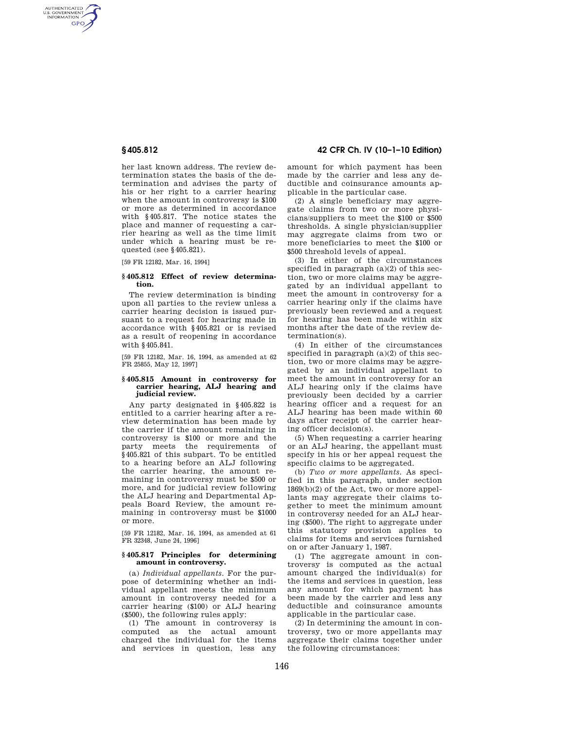her last known address. The review determination states the basis of the determination and advises the party of his or her right to a carrier hearing when the amount in controversy is $100 or more as determined in accordance with §405.817. The notice states the place and manner of requesting a carrier hearing as well as the time limit under which a hearing must be requested (see §405.821).

[59 FR 12182, Mar. 16, 1994]

### §405.812 Effect of review determination.

The review determination is binding upon all parties to the review unless a carrier hearing decision is issued pursuant to a request for hearing made in accordance with §405.821 or is revised as a result of reopening in accordance with §405.841.

[59 FR 12182, Mar. 16, 1994, as amended at 62 FR 25855, May 12, 1997]

### §405.815 Amount in controversy for carrier hearing, ALJ hearing and judicial review.

Any party designated in §405.822 is entitled to a carrier hearing after a review determination has been made by the carrier if the amount remaining in controversy is $100 or more and the party meets the requirements of §405.821 of this subpart. To be entitled to a hearing before an ALJ following the carrier hearing, the amount remaining in controversy must be $500 or more, and for judicial review following the ALJ hearing and Departmental Appeals Board Review, the amount remaining in controversy must be $1000 or more.

[59 FR 12182, Mar. 16, 1994, as amended at 61 FR 32348, June 24, 1996]

### §405.817 Principles for determining amount in controversy.

(a) *Individual appellants.* For the purpose of determining whether an individual appellant meets the minimum amount in controversy needed for a carrier hearing ($100) or ALJ hearing ($500), the following rules apply:

(1) The amount in controversy is computed as the actual amount charged the individual for the items and services in question, less any amount for which payment has been made by the carrier and less any deductible and coinsurance amounts applicable in the particular case.

(2) A single beneficiary may aggregate claims from two or more physicians/suppliers to meet the $100 or $500 thresholds. A single physician/supplier may aggregate claims from two or more beneficiaries to meet the $100 or $500 threshold levels of appeal.

(3) In either of the circumstances specified in paragraph (a)(2) of this section, two or more claims may be aggregated by an individual appellant to meet the amount in controversy for a carrier hearing only if the claims have previously been reviewed and a request for hearing has been made within six months after the date of the review determination(s).

(4) In either of the circumstances specified in paragraph (a)(2) of this section, two or more claims may be aggregated by an individual appellant to meet the amount in controversy for an ALJ hearing only if the claims have previously been decided by a carrier hearing officer and a request for an ALJ hearing has been made within 60 days after receipt of the carrier hearing officer decision(s).

(5) When requesting a carrier hearing or an ALJ hearing, the appellant must specify in his or her appeal request the specific claims to be aggregated.

(b) *Two or more appellants.* As specified in this paragraph, under section 1869(b)(2) of the Act, two or more appellants may aggregate their claims together to meet the minimum amount in controversy needed for an ALJ hearing ($500). The right to aggregate under this statutory provision applies to claims for items and services furnished on or after January 1, 1987.

(1) The aggregate amount in controversy is computed as the actual amount charged the individual(s) for the items and services in question, less any amount for which payment has been made by the carrier and less any deductible and coinsurance amounts applicable in the particular case.

(2) In determining the amount in controversy, two or more appellants may aggregate their claims together under the following circumstances: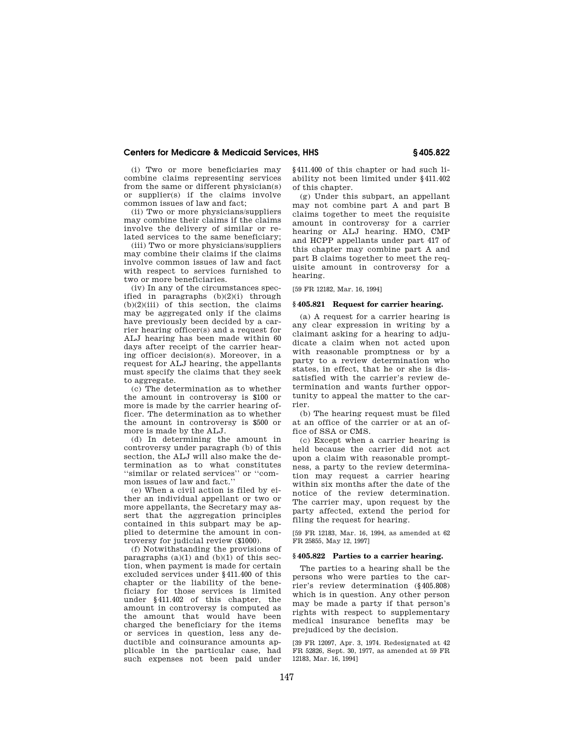(i) Two or more beneficiaries may combine claims representing services from the same or different physician(s) or supplier(s) if the claims involve common issues of law and fact;

(ii) Two or more physicians/suppliers may combine their claims if the claims involve the delivery of similar or related services to the same beneficiary;

(iii) Two or more physicians/suppliers may combine their claims if the claims involve common issues of law and fact with respect to services furnished to two or more beneficiaries.

(iv) In any of the circumstances specified in paragraphs (b)(2)(i) through (b)(2)(iii) of this section, the claims may be aggregated only if the claims have previously been decided by a carrier hearing officer(s) and a request for ALJ hearing has been made within 60 days after receipt of the carrier hearing officer decision(s). Moreover, in a request for ALJ hearing, the appellants must specify the claims that they seek to aggregate.

(c) The determination as to whether the amount in controversy is $100 or more is made by the carrier hearing officer. The determination as to whether the amount in controversy is $500 or more is made by the ALJ.

(d) In determining the amount in controversy under paragraph (b) of this section, the ALJ will also make the determination as to what constitutes ''similar or related services'' or ''common issues of law and fact.''

(e) When a civil action is filed by either an individual appellant or two or more appellants, the Secretary may assert that the aggregation principles contained in this subpart may be applied to determine the amount in controversy for judicial review ($1000).

(f) Notwithstanding the provisions of paragraphs (a)(1) and (b)(1) of this section, when payment is made for certain excluded services under §411.400 of this chapter or the liability of the beneficiary for those services is limited under §411.402 of this chapter, the amount in controversy is computed as the amount that would have been charged the beneficiary for the items or services in question, less any deductible and coinsurance amounts applicable in the particular case, had such expenses not been paid under §411.400 of this chapter or had such liability not been limited under §411.402 of this chapter.

(g) Under this subpart, an appellant may not combine part A and part B claims together to meet the requisite amount in controversy for a carrier hearing or ALJ hearing. HMO, CMP and HCPP appellants under part 417 of this chapter may combine part A and part B claims together to meet the requisite amount in controversy for a hearing.

[59 FR 12182, Mar. 16, 1994]

### §405.821 Request for carrier hearing.

(a) A request for a carrier hearing is any clear expression in writing by a claimant asking for a hearing to adjudicate a claim when not acted upon with reasonable promptness or by a party to a review determination who states, in effect, that he or she is dissatisfied with the carrier's review determination and wants further opportunity to appeal the matter to the carrier.

(b) The hearing request must be filed at an office of the carrier or at an office of SSA or CMS.

(c) Except when a carrier hearing is held because the carrier did not act upon a claim with reasonable promptness, a party to the review determination may request a carrier hearing within six months after the date of the notice of the review determination. The carrier may, upon request by the party affected, extend the period for filing the request for hearing.

[59 FR 12183, Mar. 16, 1994, as amended at 62 FR 25855, May 12, 1997]

### §405.822 Parties to a carrier hearing.

The parties to a hearing shall be the persons who were parties to the carrier's review determination (§405.808) which is in question. Any other person may be made a party if that person's rights with respect to supplementary medical insurance benefits may be prejudiced by the decision.

[39 FR 12097, Apr. 3, 1974. Redesignated at 42 FR 52826, Sept. 30, 1977, as amended at 59 FR 12183, Mar. 16, 1994]